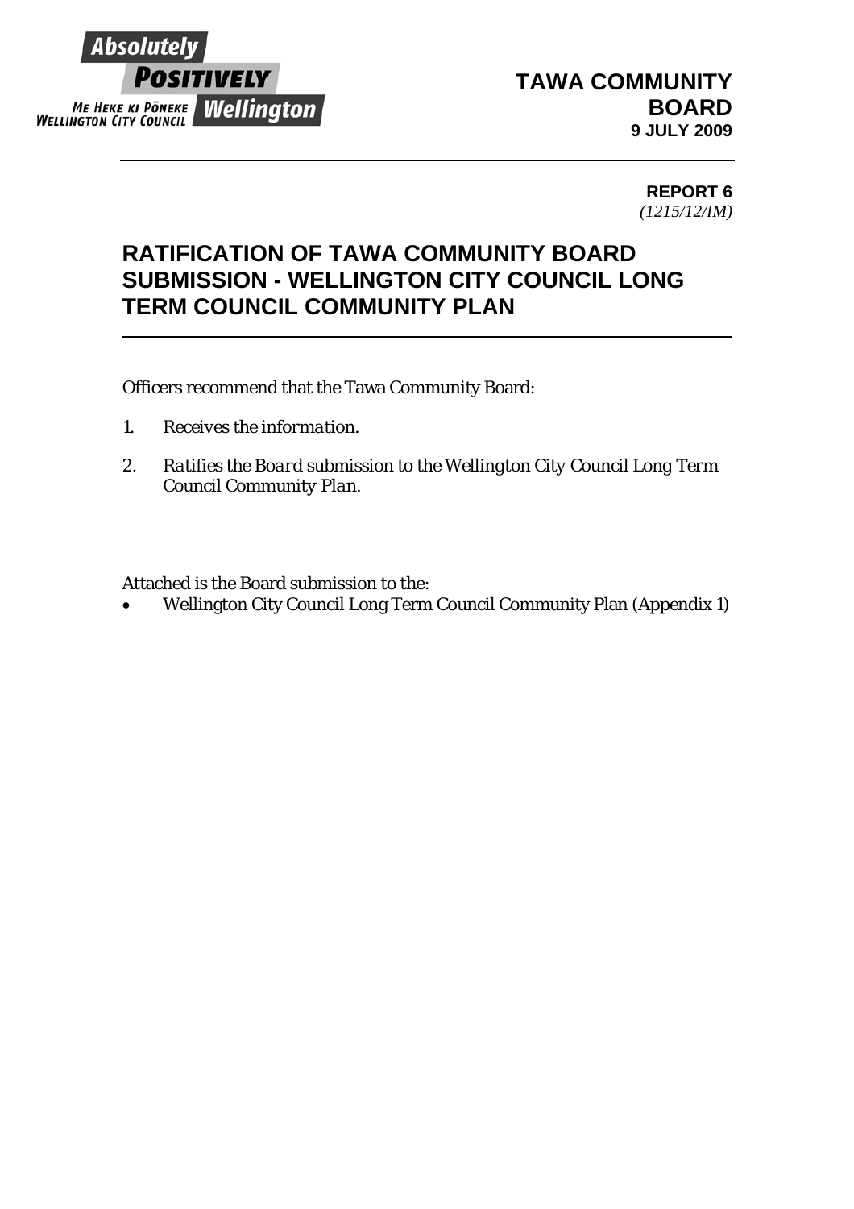Absolutely POSITIVELY Wellington
ME HEKE KI PŌNEKE
WELLINGTON CITY COUNCIL

**TAWA COMMUNITY BOARD**
**9 JULY 2009**

**REPORT 6**
*(1215/12/IM)*

# RATIFICATION OF TAWA COMMUNITY BOARD SUBMISSION - WELLINGTON CITY COUNCIL LONG TERM COUNCIL COMMUNITY PLAN

Officers recommend that the Tawa Community Board:

1. *Receives the information.*
2. *Ratifies the Board submission to the Wellington City Council Long Term Council Community Plan.*

Attached is the Board submission to the:

- Wellington City Council Long Term Council Community Plan (Appendix 1)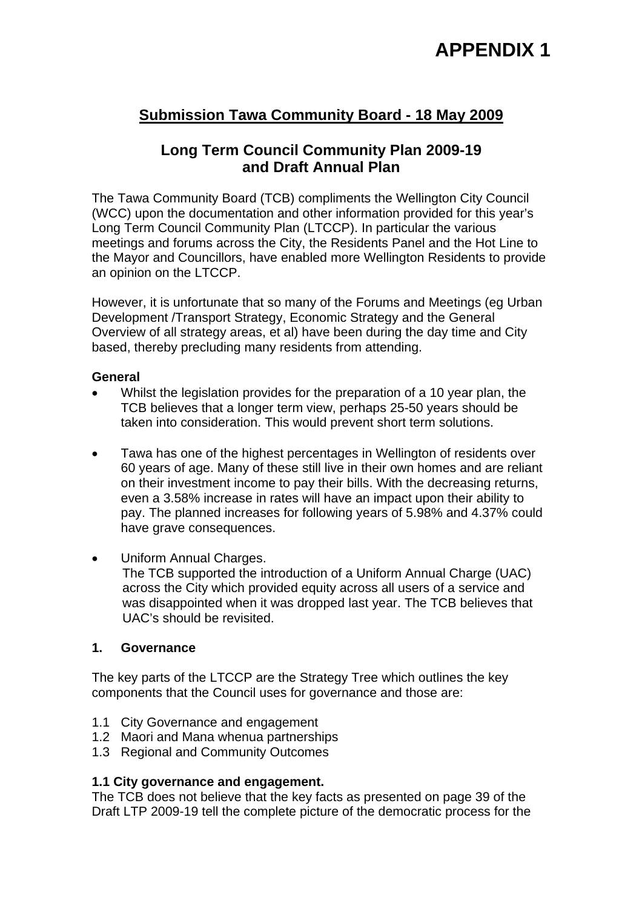# APPENDIX 1

## Submission Tawa Community Board - 18 May 2009

## Long Term Council Community Plan 2009-19 and Draft Annual Plan

The Tawa Community Board (TCB) compliments the Wellington City Council (WCC) upon the documentation and other information provided for this year's Long Term Council Community Plan (LTCCP). In particular the various meetings and forums across the City, the Residents Panel and the Hot Line to the Mayor and Councillors, have enabled more Wellington Residents to provide an opinion on the LTCCP.

However, it is unfortunate that so many of the Forums and Meetings (eg Urban Development /Transport Strategy, Economic Strategy and the General Overview of all strategy areas, et al) have been during the day time and City based, thereby precluding many residents from attending.

### General

- Whilst the legislation provides for the preparation of a 10 year plan, the TCB believes that a longer term view, perhaps 25-50 years should be taken into consideration. This would prevent short term solutions.
- Tawa has one of the highest percentages in Wellington of residents over 60 years of age. Many of these still live in their own homes and are reliant on their investment income to pay their bills. With the decreasing returns, even a 3.58% increase in rates will have an impact upon their ability to pay. The planned increases for following years of 5.98% and 4.37% could have grave consequences.
- Uniform Annual Charges.
  The TCB supported the introduction of a Uniform Annual Charge (UAC) across the City which provided equity across all users of a service and was disappointed when it was dropped last year. The TCB believes that UAC's should be revisited.

### 1. Governance

The key parts of the LTCCP are the Strategy Tree which outlines the key components that the Council uses for governance and those are:

1.1 City Governance and engagement
1.2 Maori and Mana whenua partnerships
1.3 Regional and Community Outcomes

### 1.1 City governance and engagement.

The TCB does not believe that the key facts as presented on page 39 of the Draft LTP 2009-19 tell the complete picture of the democratic process for the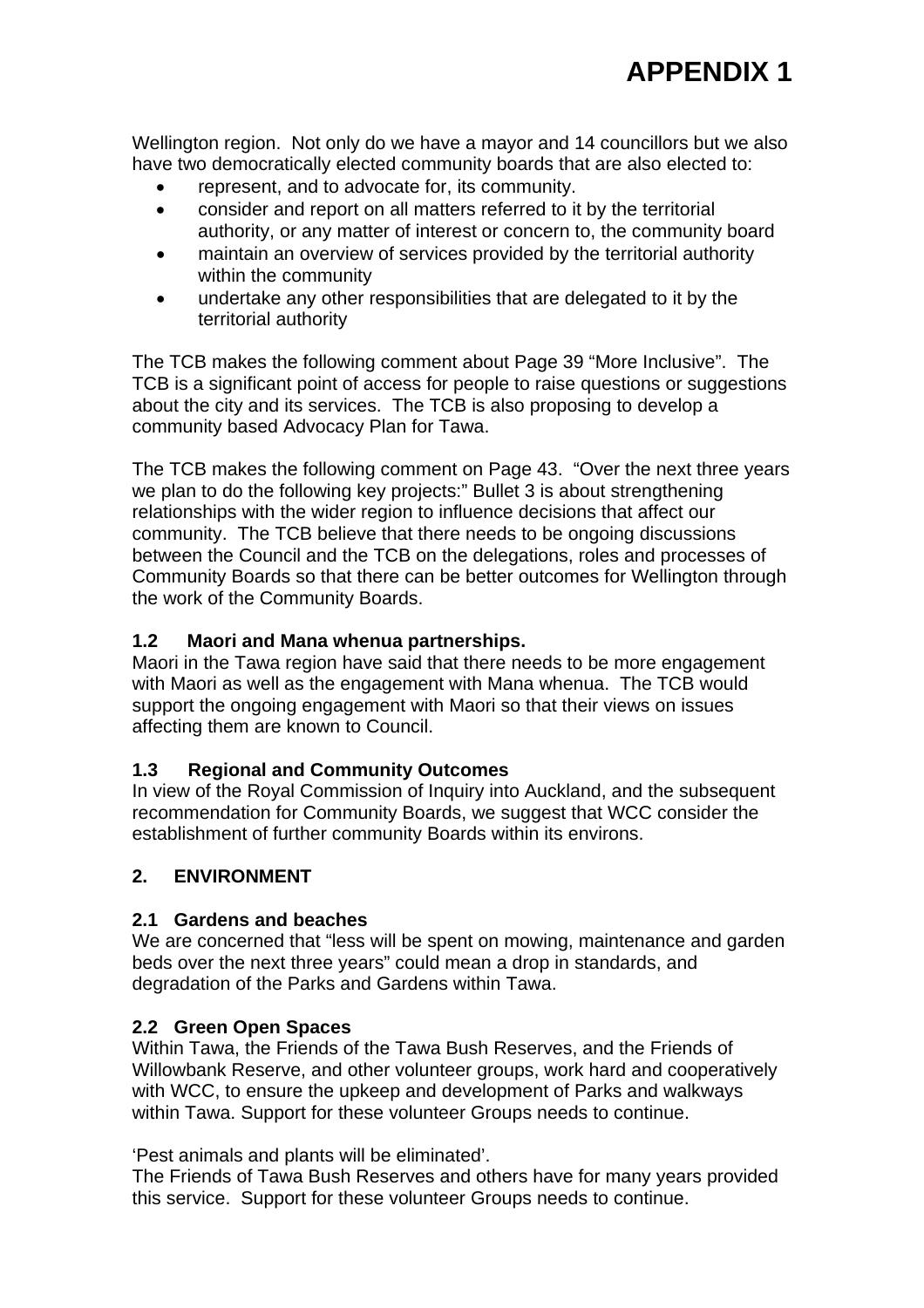Wellington region. Not only do we have a mayor and 14 councillors but we also have two democratically elected community boards that are also elected to:

- represent, and to advocate for, its community.
- consider and report on all matters referred to it by the territorial authority, or any matter of interest or concern to, the community board
- maintain an overview of services provided by the territorial authority within the community
- undertake any other responsibilities that are delegated to it by the territorial authority

The TCB makes the following comment about Page 39 "More Inclusive". The TCB is a significant point of access for people to raise questions or suggestions about the city and its services. The TCB is also proposing to develop a community based Advocacy Plan for Tawa.

The TCB makes the following comment on Page 43. "Over the next three years we plan to do the following key projects:" Bullet 3 is about strengthening relationships with the wider region to influence decisions that affect our community. The TCB believe that there needs to be ongoing discussions between the Council and the TCB on the delegations, roles and processes of Community Boards so that there can be better outcomes for Wellington through the work of the Community Boards.

### 1.2 Maori and Mana whenua partnerships.

Maori in the Tawa region have said that there needs to be more engagement with Maori as well as the engagement with Mana whenua. The TCB would support the ongoing engagement with Maori so that their views on issues affecting them are known to Council.

### 1.3 Regional and Community Outcomes

In view of the Royal Commission of Inquiry into Auckland, and the subsequent recommendation for Community Boards, we suggest that WCC consider the establishment of further community Boards within its environs.

## 2. ENVIRONMENT

### 2.1 Gardens and beaches

We are concerned that "less will be spent on mowing, maintenance and garden beds over the next three years" could mean a drop in standards, and degradation of the Parks and Gardens within Tawa.

### 2.2 Green Open Spaces

Within Tawa, the Friends of the Tawa Bush Reserves, and the Friends of Willowbank Reserve, and other volunteer groups, work hard and cooperatively with WCC, to ensure the upkeep and development of Parks and walkways within Tawa. Support for these volunteer Groups needs to continue.

'Pest animals and plants will be eliminated'.
The Friends of Tawa Bush Reserves and others have for many years provided this service. Support for these volunteer Groups needs to continue.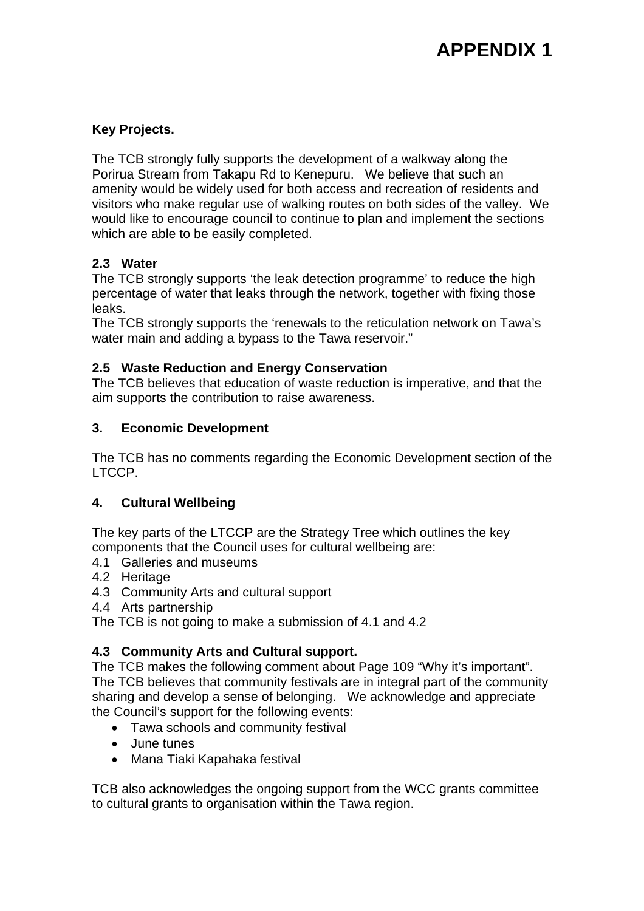# APPENDIX 1

**Key Projects.**

The TCB strongly fully supports the development of a walkway along the Porirua Stream from Takapu Rd to Kenepuru. We believe that such an amenity would be widely used for both access and recreation of residents and visitors who make regular use of walking routes on both sides of the valley. We would like to encourage council to continue to plan and implement the sections which are able to be easily completed.

**2.3 Water**

The TCB strongly supports 'the leak detection programme' to reduce the high percentage of water that leaks through the network, together with fixing those leaks.
The TCB strongly supports the 'renewals to the reticulation network on Tawa's water main and adding a bypass to the Tawa reservoir."

**2.5 Waste Reduction and Energy Conservation**

The TCB believes that education of waste reduction is imperative, and that the aim supports the contribution to raise awareness.

**3. Economic Development**

The TCB has no comments regarding the Economic Development section of the LTCCP.

**4. Cultural Wellbeing**

The key parts of the LTCCP are the Strategy Tree which outlines the key components that the Council uses for cultural wellbeing are:
4.1 Galleries and museums
4.2 Heritage
4.3 Community Arts and cultural support
4.4 Arts partnership
The TCB is not going to make a submission of 4.1 and 4.2

**4.3 Community Arts and Cultural support.**

The TCB makes the following comment about Page 109 "Why it's important".
The TCB believes that community festivals are in integral part of the community sharing and develop a sense of belonging. We acknowledge and appreciate the Council's support for the following events:

- Tawa schools and community festival
- June tunes
- Mana Tiaki Kapahaka festival

TCB also acknowledges the ongoing support from the WCC grants committee to cultural grants to organisation within the Tawa region.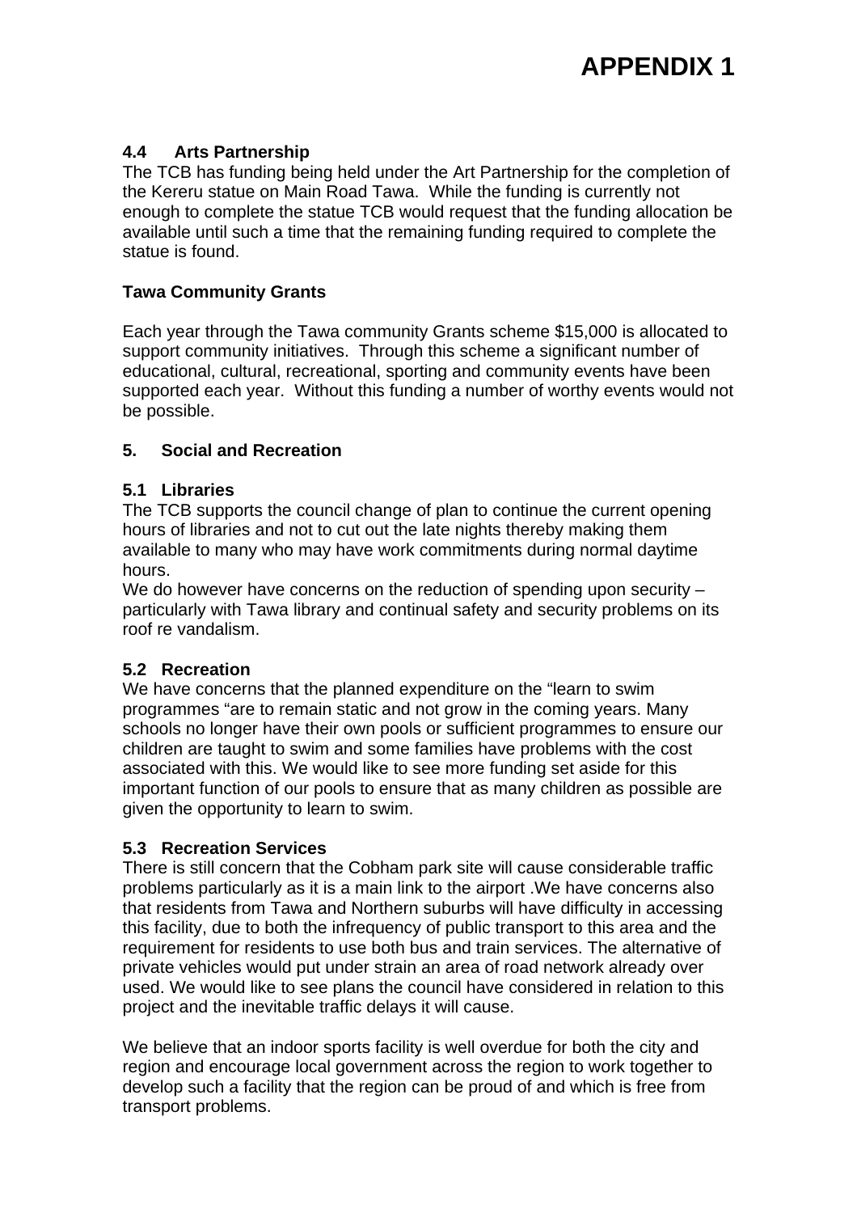# APPENDIX 1

### 4.4 Arts Partnership

The TCB has funding being held under the Art Partnership for the completion of the Kereru statue on Main Road Tawa. While the funding is currently not enough to complete the statue TCB would request that the funding allocation be available until such a time that the remaining funding required to complete the statue is found.

### Tawa Community Grants

Each year through the Tawa community Grants scheme $15,000 is allocated to support community initiatives. Through this scheme a significant number of educational, cultural, recreational, sporting and community events have been supported each year. Without this funding a number of worthy events would not be possible.

## 5. Social and Recreation

### 5.1 Libraries

The TCB supports the council change of plan to continue the current opening hours of libraries and not to cut out the late nights thereby making them available to many who may have work commitments during normal daytime hours.

We do however have concerns on the reduction of spending upon security – particularly with Tawa library and continual safety and security problems on its roof re vandalism.

### 5.2 Recreation

We have concerns that the planned expenditure on the "learn to swim programmes "are to remain static and not grow in the coming years. Many schools no longer have their own pools or sufficient programmes to ensure our children are taught to swim and some families have problems with the cost associated with this. We would like to see more funding set aside for this important function of our pools to ensure that as many children as possible are given the opportunity to learn to swim.

### 5.3 Recreation Services

There is still concern that the Cobham park site will cause considerable traffic problems particularly as it is a main link to the airport .We have concerns also that residents from Tawa and Northern suburbs will have difficulty in accessing this facility, due to both the infrequency of public transport to this area and the requirement for residents to use both bus and train services. The alternative of private vehicles would put under strain an area of road network already over used. We would like to see plans the council have considered in relation to this project and the inevitable traffic delays it will cause.

We believe that an indoor sports facility is well overdue for both the city and region and encourage local government across the region to work together to develop such a facility that the region can be proud of and which is free from transport problems.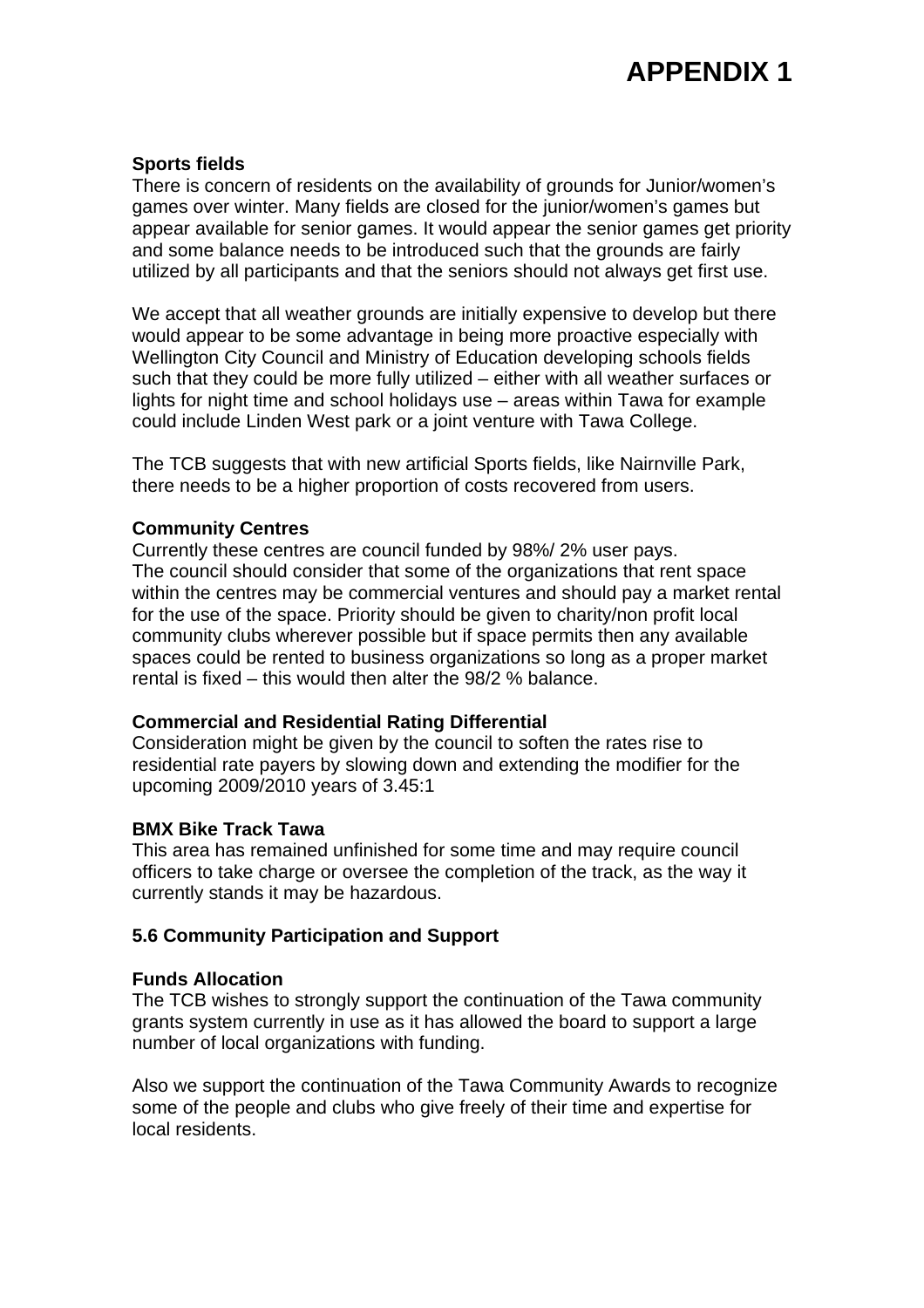# APPENDIX 1

**Sports fields**
There is concern of residents on the availability of grounds for Junior/women's games over winter. Many fields are closed for the junior/women's games but appear available for senior games. It would appear the senior games get priority and some balance needs to be introduced such that the grounds are fairly utilized by all participants and that the seniors should not always get first use.

We accept that all weather grounds are initially expensive to develop but there would appear to be some advantage in being more proactive especially with Wellington City Council and Ministry of Education developing schools fields such that they could be more fully utilized – either with all weather surfaces or lights for night time and school holidays use – areas within Tawa for example could include Linden West park or a joint venture with Tawa College.

The TCB suggests that with new artificial Sports fields, like Nairnville Park, there needs to be a higher proportion of costs recovered from users.

**Community Centres**
Currently these centres are council funded by 98%/ 2% user pays.
The council should consider that some of the organizations that rent space within the centres may be commercial ventures and should pay a market rental for the use of the space. Priority should be given to charity/non profit local community clubs wherever possible but if space permits then any available spaces could be rented to business organizations so long as a proper market rental is fixed – this would then alter the 98/2 % balance.

**Commercial and Residential Rating Differential**
Consideration might be given by the council to soften the rates rise to residential rate payers by slowing down and extending the modifier for the upcoming 2009/2010 years of 3.45:1

**BMX Bike Track Tawa**
This area has remained unfinished for some time and may require council officers to take charge or oversee the completion of the track, as the way it currently stands it may be hazardous.

**5.6 Community Participation and Support**

**Funds Allocation**
The TCB wishes to strongly support the continuation of the Tawa community grants system currently in use as it has allowed the board to support a large number of local organizations with funding.

Also we support the continuation of the Tawa Community Awards to recognize some of the people and clubs who give freely of their time and expertise for local residents.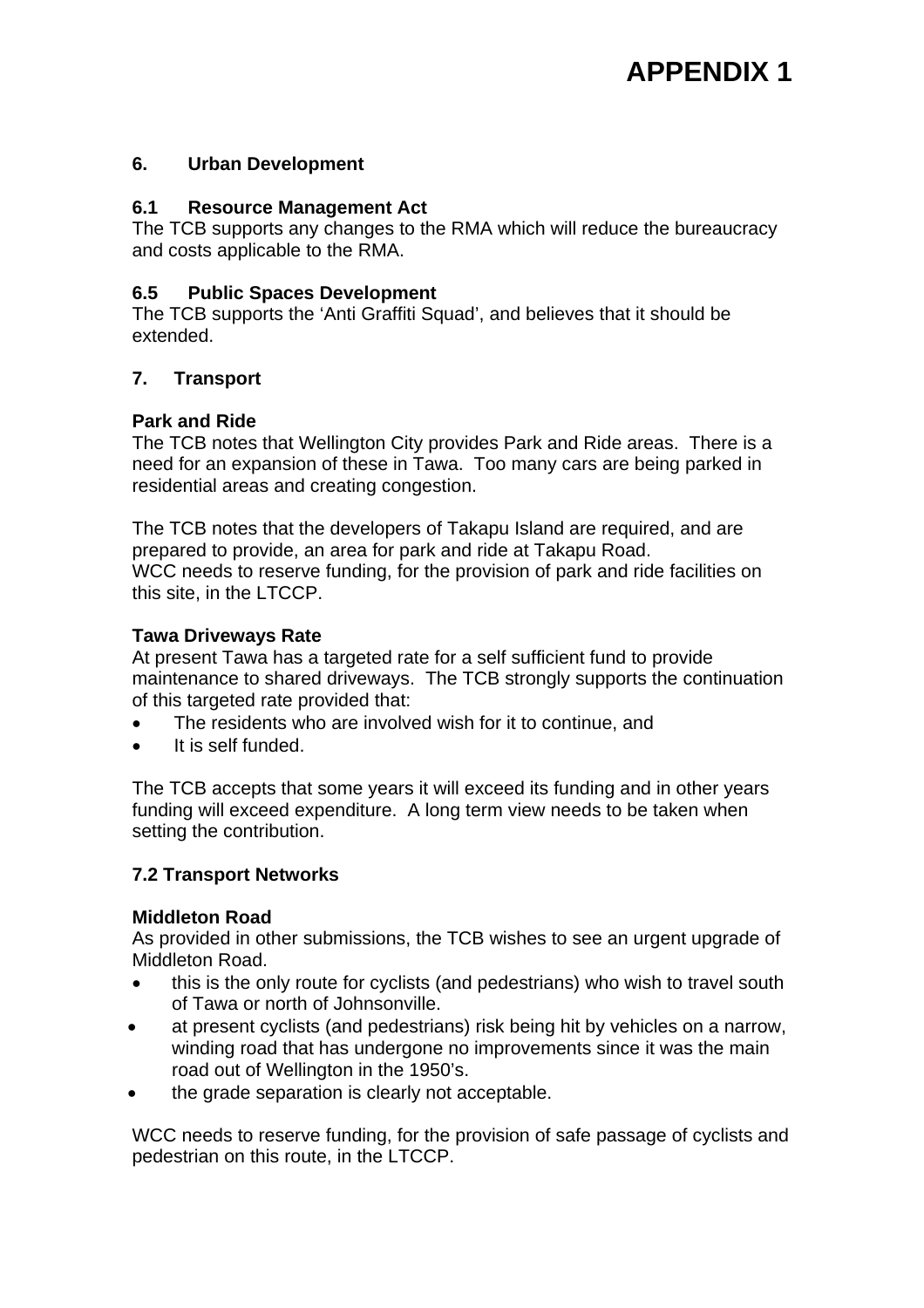# APPENDIX 1

## 6. Urban Development

### 6.1 Resource Management Act

The TCB supports any changes to the RMA which will reduce the bureaucracy and costs applicable to the RMA.

### 6.5 Public Spaces Development

The TCB supports the 'Anti Graffiti Squad', and believes that it should be extended.

## 7. Transport

**Park and Ride**

The TCB notes that Wellington City provides Park and Ride areas. There is a need for an expansion of these in Tawa. Too many cars are being parked in residential areas and creating congestion.

The TCB notes that the developers of Takapu Island are required, and are prepared to provide, an area for park and ride at Takapu Road.
WCC needs to reserve funding, for the provision of park and ride facilities on this site, in the LTCCP.

**Tawa Driveways Rate**

At present Tawa has a targeted rate for a self sufficient fund to provide maintenance to shared driveways. The TCB strongly supports the continuation of this targeted rate provided that:

- The residents who are involved wish for it to continue, and
- It is self funded.

The TCB accepts that some years it will exceed its funding and in other years funding will exceed expenditure. A long term view needs to be taken when setting the contribution.

### 7.2 Transport Networks

**Middleton Road**

As provided in other submissions, the TCB wishes to see an urgent upgrade of Middleton Road.

- this is the only route for cyclists (and pedestrians) who wish to travel south of Tawa or north of Johnsonville.
- at present cyclists (and pedestrians) risk being hit by vehicles on a narrow, winding road that has undergone no improvements since it was the main road out of Wellington in the 1950's.
- the grade separation is clearly not acceptable.

WCC needs to reserve funding, for the provision of safe passage of cyclists and pedestrian on this route, in the LTCCP.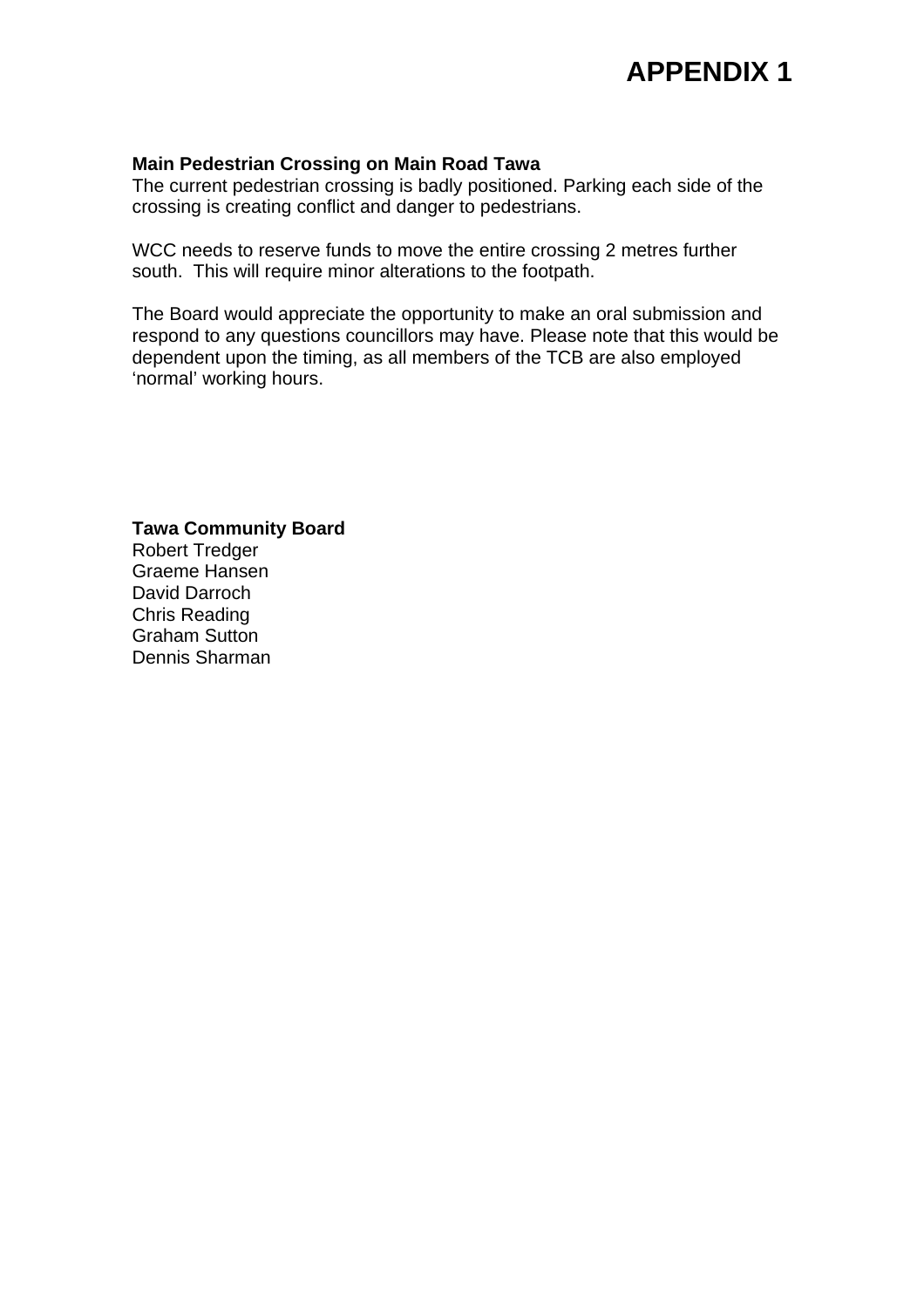# APPENDIX 1

**Main Pedestrian Crossing on Main Road Tawa**
The current pedestrian crossing is badly positioned. Parking each side of the crossing is creating conflict and danger to pedestrians.

WCC needs to reserve funds to move the entire crossing 2 metres further south. This will require minor alterations to the footpath.

The Board would appreciate the opportunity to make an oral submission and respond to any questions councillors may have. Please note that this would be dependent upon the timing, as all members of the TCB are also employed 'normal' working hours.

**Tawa Community Board**
Robert Tredger
Graeme Hansen
David Darroch
Chris Reading
Graham Sutton
Dennis Sharman